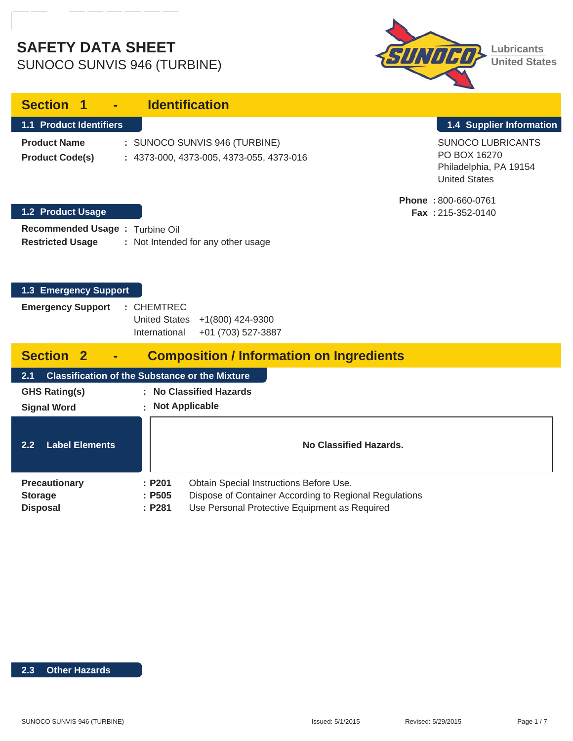# SAFETY DATA SHEET

SUNOCO SUNVIS 946 (TURBINE)

Lubricants
United States

## Section 1 - Identification

### 1.1 Product Identifiers

**Product Name** : SUNOCO SUNVIS 946 (TURBINE)

**Product Code(s)** : 4373-000, 4373-005, 4373-055, 4373-016

### 1.4 Supplier Information

SUNOCO LUBRICANTS
PO BOX 16270
Philadelphia, PA 19154
United States

**Phone** : 800-660-0761
**Fax** : 215-352-0140

### 1.2 Product Usage

**Recommended Usage** : Turbine Oil

**Restricted Usage** : Not Intended for any other usage

### 1.3 Emergency Support

**Emergency Support** : CHEMTREC
United States +1(800) 424-9300
International +01 (703) 527-3887

## Section 2 - Composition / Information on Ingredients

### 2.1 Classification of the Substance or the Mixture

**GHS Rating(s)** : **No Classified Hazards**

**Signal Word** : **Not Applicable**

### 2.2 Label Elements

**No Classified Hazards.**

| | | |
|---|---|---|
| **Precautionary** | **: P201** | Obtain Special Instructions Before Use. |
| **Storage** | **: P505** | Dispose of Container According to Regional Regulations |
| **Disposal** | **: P281** | Use Personal Protective Equipment as Required |

### 2.3 Other Hazards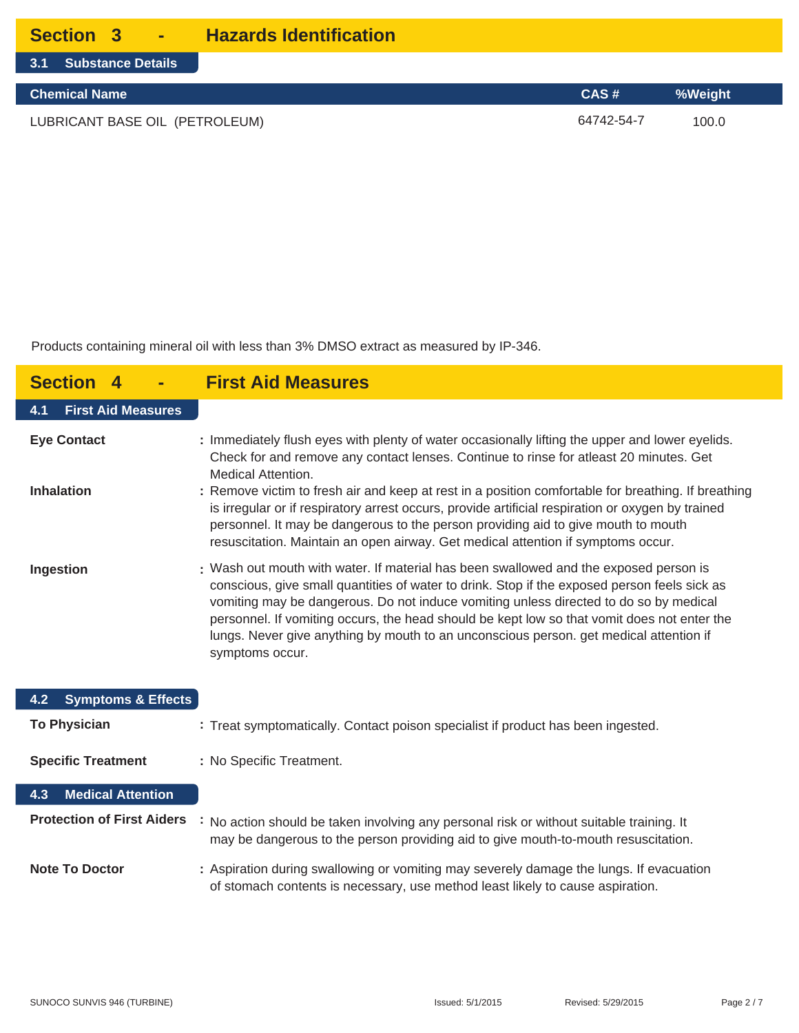# Section 3 - Hazards Identification

## 3.1 Substance Details

| Chemical Name | CAS # | %Weight |
|---|---|---|
| LUBRICANT BASE OIL (PETROLEUM) | 64742-54-7 | 100.0 |

Products containing mineral oil with less than 3% DMSO extract as measured by IP-346.

# Section 4 - First Aid Measures

## 4.1 First Aid Measures

**Eye Contact** : Immediately flush eyes with plenty of water occasionally lifting the upper and lower eyelids. Check for and remove any contact lenses. Continue to rinse for atleast 20 minutes. Get Medical Attention.

**Inhalation** : Remove victim to fresh air and keep at rest in a position comfortable for breathing. If breathing is irregular or if respiratory arrest occurs, provide artificial respiration or oxygen by trained personnel. It may be dangerous to the person providing aid to give mouth to mouth resuscitation. Maintain an open airway. Get medical attention if symptoms occur.

**Ingestion** : Wash out mouth with water. If material has been swallowed and the exposed person is conscious, give small quantities of water to drink. Stop if the exposed person feels sick as vomiting may be dangerous. Do not induce vomiting unless directed to do so by medical personnel. If vomiting occurs, the head should be kept low so that vomit does not enter the lungs. Never give anything by mouth to an unconscious person. get medical attention if symptoms occur.

## 4.2 Symptoms & Effects

**To Physician** : Treat symptomatically. Contact poison specialist if product has been ingested.

**Specific Treatment** : No Specific Treatment.

## 4.3 Medical Attention

**Protection of First Aiders** : No action should be taken involving any personal risk or without suitable training. It may be dangerous to the person providing aid to give mouth-to-mouth resuscitation.

**Note To Doctor** : Aspiration during swallowing or vomiting may severely damage the lungs. If evacuation of stomach contents is necessary, use method least likely to cause aspiration.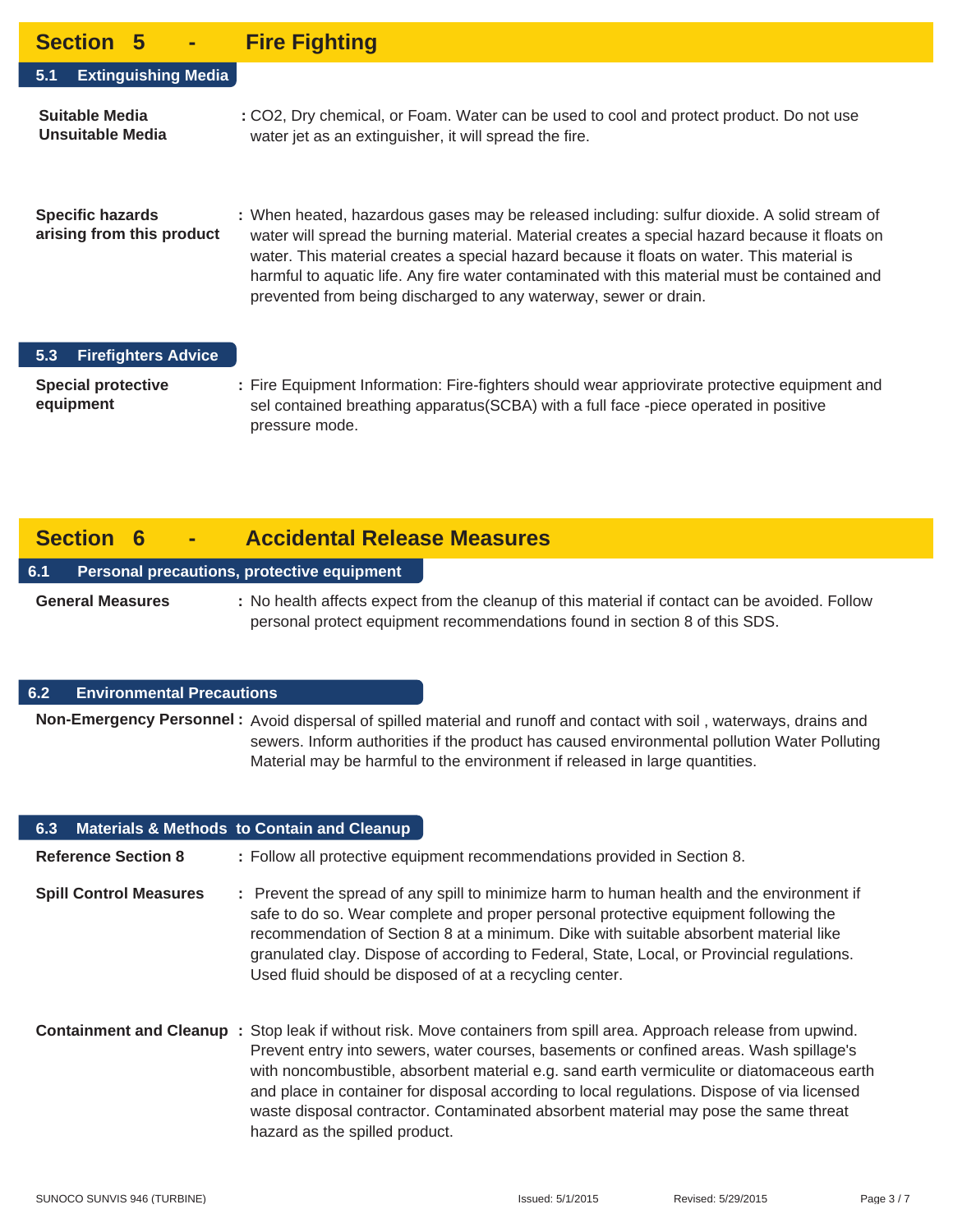## Section 5 - Fire Fighting

### 5.1 Extinguishing Media

**Suitable Media**
**Unsuitable Media**
: $CO_2$, Dry chemical, or Foam. Water can be used to cool and protect product. Do not use water jet as an extinguisher, it will spread the fire.

**Specific hazards arising from this product**
: When heated, hazardous gases may be released including: sulfur dioxide. A solid stream of water will spread the burning material. Material creates a special hazard because it floats on water. This material creates a special hazard because it floats on water. This material is harmful to aquatic life. Any fire water contaminated with this material must be contained and prevented from being discharged to any waterway, sewer or drain.

### 5.3 Firefighters Advice

**Special protective equipment**
: Fire Equipment Information: Fire-fighters should wear appriovirate protective equipment and sel contained breathing apparatus(SCBA) with a full face -piece operated in positive pressure mode.

## Section 6 - Accidental Release Measures

### 6.1 Personal precautions, protective equipment

**General Measures**
: No health affects expect from the cleanup of this material if contact can be avoided. Follow personal protect equipment recommendations found in section 8 of this SDS.

### 6.2 Environmental Precautions

**Non-Emergency Personnel** : Avoid dispersal of spilled material and runoff and contact with soil , waterways, drains and sewers. Inform authorities if the product has caused environmental pollution Water Polluting Material may be harmful to the environment if released in large quantities.

### 6.3 Materials & Methods to Contain and Cleanup

**Reference Section 8**
: Follow all protective equipment recommendations provided in Section 8.

**Spill Control Measures**
: Prevent the spread of any spill to minimize harm to human health and the environment if safe to do so. Wear complete and proper personal protective equipment following the recommendation of Section 8 at a minimum. Dike with suitable absorbent material like granulated clay. Dispose of according to Federal, State, Local, or Provincial regulations. Used fluid should be disposed of at a recycling center.

**Containment and Cleanup**
: Stop leak if without risk. Move containers from spill area. Approach release from upwind. Prevent entry into sewers, water courses, basements or confined areas. Wash spillage's with noncombustible, absorbent material e.g. sand earth vermiculite or diatomaceous earth and place in container for disposal according to local regulations. Dispose of via licensed waste disposal contractor. Contaminated absorbent material may pose the same threat hazard as the spilled product.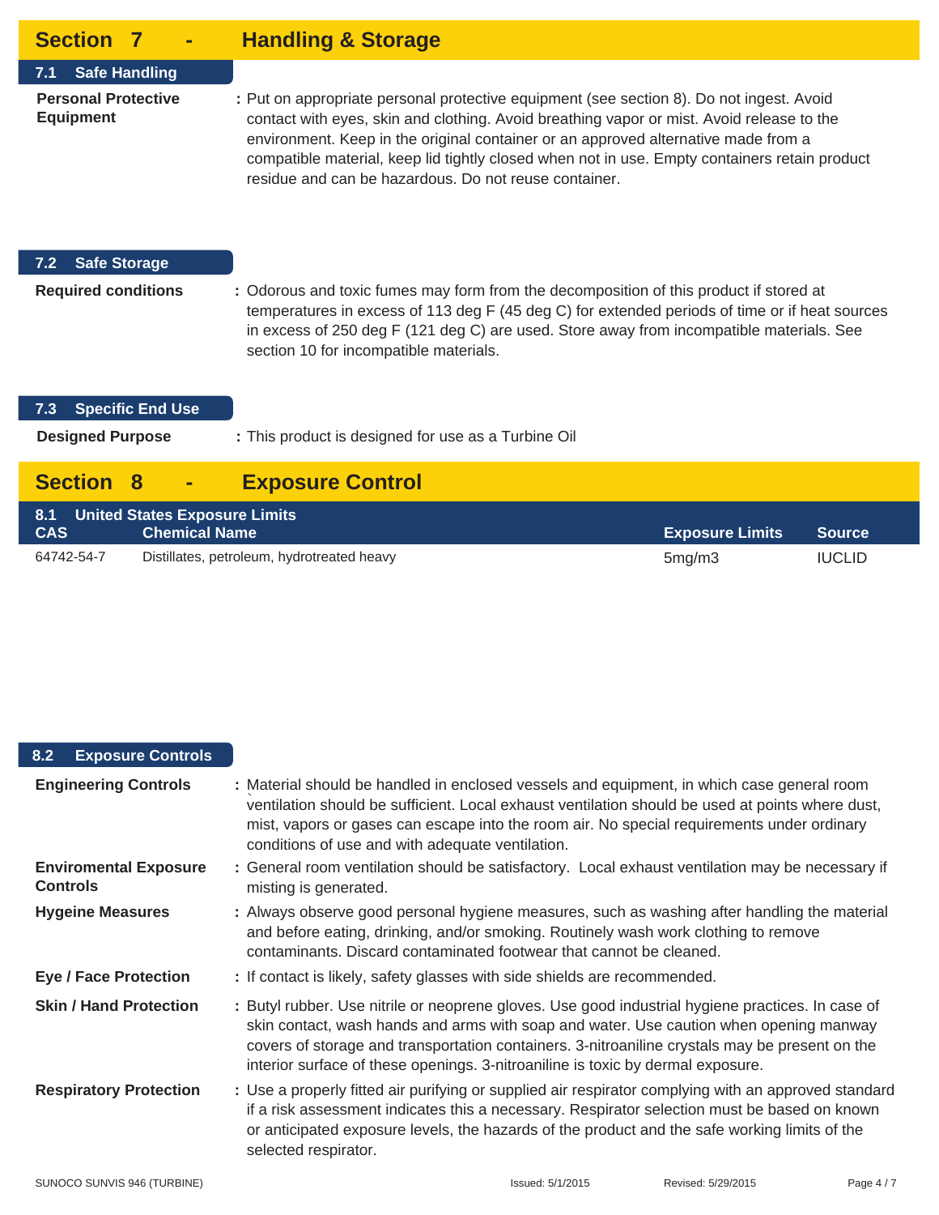# Section 7 - Handling & Storage

## 7.1 Safe Handling

**Personal Protective Equipment** : Put on appropriate personal protective equipment (see section 8). Do not ingest. Avoid contact with eyes, skin and clothing. Avoid breathing vapor or mist. Avoid release to the environment. Keep in the original container or an approved alternative made from a compatible material, keep lid tightly closed when not in use. Empty containers retain product residue and can be hazardous. Do not reuse container.

## 7.2 Safe Storage

**Required conditions** : Odorous and toxic fumes may form from the decomposition of this product if stored at temperatures in excess of 113 deg F (45 deg C) for extended periods of time or if heat sources in excess of 250 deg F (121 deg C) are used. Store away from incompatible materials. See section 10 for incompatible materials.

## 7.3 Specific End Use

**Designed Purpose** : This product is designed for use as a Turbine Oil

# Section 8 - Exposure Control

## 8.1 United States Exposure Limits

| CAS | Chemical Name | Exposure Limits | Source |
|---|---|---|---|
| 64742-54-7 | Distillates, petroleum, hydrotreated heavy | 5mg/m3 | IUCLID |

## 8.2 Exposure Controls

**Engineering Controls** : Material should be handled in enclosed vessels and equipment, in which case general room ventilation should be sufficient. Local exhaust ventilation should be used at points where dust, mist, vapors or gases can escape into the room air. No special requirements under ordinary conditions of use and with adequate ventilation.

**Enviromental Exposure Controls** : General room ventilation should be satisfactory. Local exhaust ventilation may be necessary if misting is generated.

**Hygeine Measures** : Always observe good personal hygiene measures, such as washing after handling the material and before eating, drinking, and/or smoking. Routinely wash work clothing to remove contaminants. Discard contaminated footwear that cannot be cleaned.

**Eye / Face Protection** : If contact is likely, safety glasses with side shields are recommended.

**Skin / Hand Protection** : Butyl rubber. Use nitrile or neoprene gloves. Use good industrial hygiene practices. In case of skin contact, wash hands and arms with soap and water. Use caution when opening manway covers of storage and transportation containers. 3-nitroaniline crystals may be present on the interior surface of these openings. 3-nitroaniline is toxic by dermal exposure.

**Respiratory Protection** : Use a properly fitted air purifying or supplied air respirator complying with an approved standard if a risk assessment indicates this a necessary. Respirator selection must be based on known or anticipated exposure levels, the hazards of the product and the safe working limits of the selected respirator.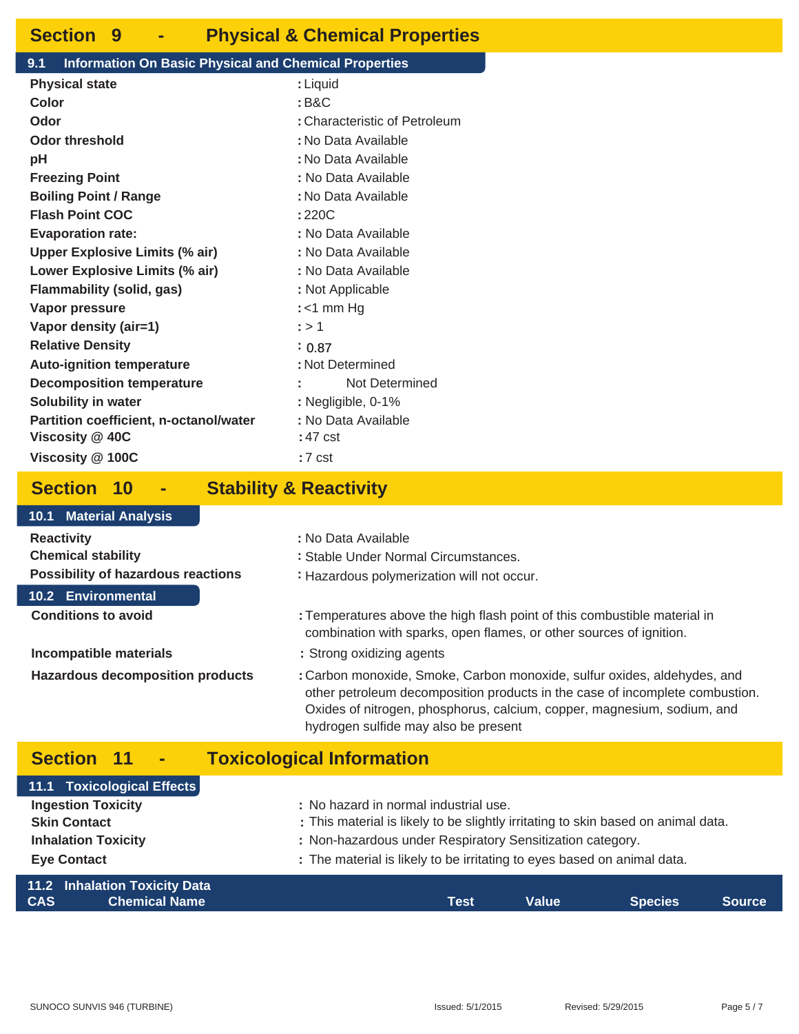## Section 9 - Physical & Chemical Properties

### 9.1 Information On Basic Physical and Chemical Properties

| | |
|---|---|
| **Physical state** | : Liquid |
| **Color** | : B&C |
| **Odor** | : Characteristic of Petroleum |
| **Odor threshold** | : No Data Available |
| **pH** | : No Data Available |
| **Freezing Point** | : No Data Available |
| **Boiling Point / Range** | : No Data Available |
| **Flash Point COC** | : 220C |
| **Evaporation rate:** | : No Data Available |
| **Upper Explosive Limits (% air)** | : No Data Available |
| **Lower Explosive Limits (% air)** | : No Data Available |
| **Flammability (solid, gas)** | : Not Applicable |
| **Vapor pressure** | : <1 mm Hg |
| **Vapor density (air=1)** | : > 1 |
| **Relative Density** | : 0.87 |
| **Auto-ignition temperature** | : Not Determined |
| **Decomposition temperature** | : Not Determined |
| **Solubility in water** | : Negligible, 0-1% |
| **Partition coefficient, n-octanol/water** | : No Data Available |
| **Viscosity @ 40C** | : 47 cst |
| **Viscosity @ 100C** | : 7 cst |

## Section 10 - Stability & Reactivity

### 10.1 Material Analysis

| | |
|---|---|
| **Reactivity** | : No Data Available |
| **Chemical stability** | : Stable Under Normal Circumstances. |
| **Possibility of hazardous reactions** | : Hazardous polymerization will not occur. |

### 10.2 Environmental

| | |
|---|---|
| **Conditions to avoid** | : Temperatures above the high flash point of this combustible material in combination with sparks, open flames, or other sources of ignition. |
| **Incompatible materials** | : Strong oxidizing agents |
| **Hazardous decomposition products** | : Carbon monoxide, Smoke, Carbon monoxide, sulfur oxides, aldehydes, and other petroleum decomposition products in the case of incomplete combustion. Oxides of nitrogen, phosphorus, calcium, copper, magnesium, sodium, and hydrogen sulfide may also be present |

## Section 11 - Toxicological Information

### 11.1 Toxicological Effects

| | |
|---|---|
| **Ingestion Toxicity** | : No hazard in normal industrial use. |
| **Skin Contact** | : This material is likely to be slightly irritating to skin based on animal data. |
| **Inhalation Toxicity** | : Non-hazardous under Respiratory Sensitization category. |
| **Eye Contact** | : The material is likely to be irritating to eyes based on animal data. |

### 11.2 Inhalation Toxicity Data

| CAS | Chemical Name | Test | Value | Species | Source |
|---|---|---|---|---|---|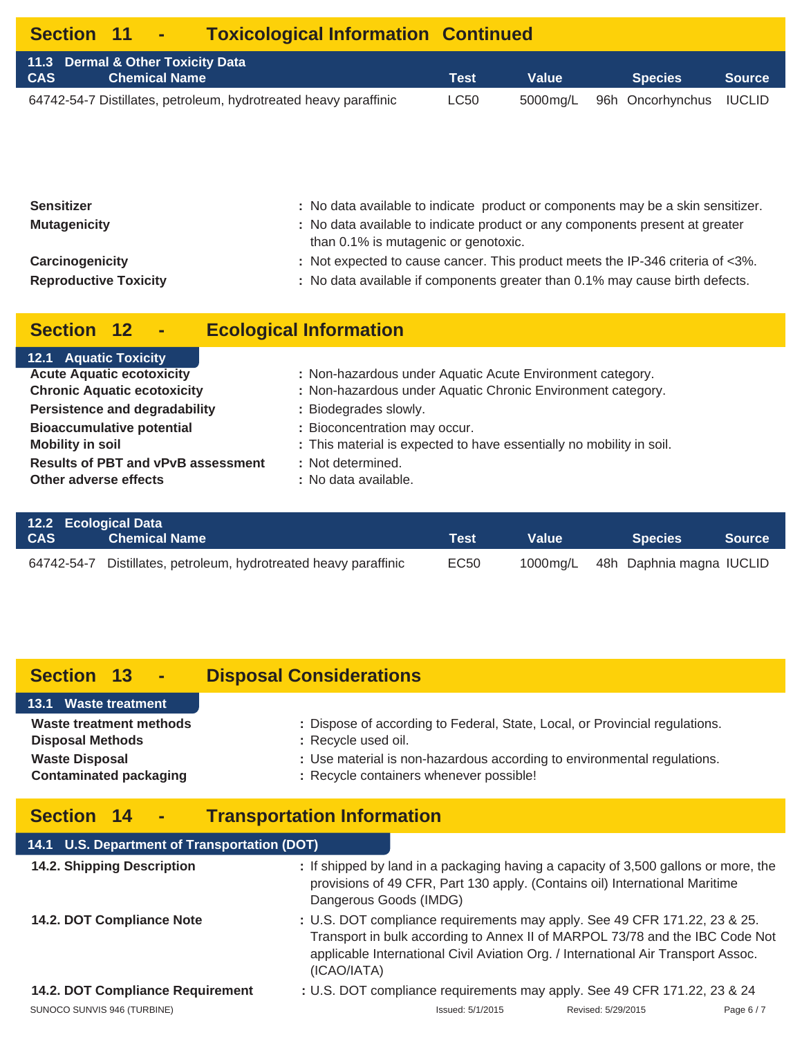## Section 11 - Toxicological Information Continued

### 11.3 Dermal & Other Toxicity Data

| CAS | Chemical Name | Test | Value | Species | Source |
|---|---|---|---|---|---|
| 64742-54-7 | Distillates, petroleum, hydrotreated heavy paraffinic | LC50 | 5000mg/L | 96h Oncorhynchus | IUCLID |

**Sensitizer** : No data available to indicate product or components may be a skin sensitizer.

**Mutagenicity** : No data available to indicate product or any components present at greater than 0.1% is mutagenic or genotoxic.

**Carcinogenicity** : Not expected to cause cancer. This product meets the IP-346 criteria of <3%.

**Reproductive Toxicity** : No data available if components greater than 0.1% may cause birth defects.

## Section 12 - Ecological Information

### 12.1 Aquatic Toxicity

**Acute Aquatic ecotoxicity** : Non-hazardous under Aquatic Acute Environment category.

**Chronic Aquatic ecotoxicity** : Non-hazardous under Aquatic Chronic Environment category.

**Persistence and degradability** : Biodegrades slowly.

**Bioaccumulative potential** : Bioconcentration may occur.

**Mobility in soil** : This material is expected to have essentially no mobility in soil.

**Results of PBT and vPvB assessment** : Not determined.

**Other adverse effects** : No data available.

### 12.2 Ecological Data

| CAS | Chemical Name | Test | Value | Species | Source |
|---|---|---|---|---|---|
| 64742-54-7 | Distillates, petroleum, hydrotreated heavy paraffinic | EC50 | 1000mg/L | 48h Daphnia magna | IUCLID |

## Section 13 - Disposal Considerations

### 13.1 Waste treatment

**Waste treatment methods** : Dispose of according to Federal, State, Local, or Provincial regulations.

**Disposal Methods** : Recycle used oil.

**Waste Disposal** : Use material is non-hazardous according to environmental regulations.

**Contaminated packaging** : Recycle containers whenever possible!

## Section 14 - Transportation Information

### 14.1 U.S. Department of Transportation (DOT)

**14.2. Shipping Description** : If shipped by land in a packaging having a capacity of 3,500 gallons or more, the provisions of 49 CFR, Part 130 apply. (Contains oil) International Maritime Dangerous Goods (IMDG)

**14.2. DOT Compliance Note** : U.S. DOT compliance requirements may apply. See 49 CFR 171.22, 23 & 25. Transport in bulk according to Annex II of MARPOL 73/78 and the IBC Code Not applicable International Civil Aviation Org. / International Air Transport Assoc. (ICAO/IATA)

**14.2. DOT Compliance Requirement** : U.S. DOT compliance requirements may apply. See 49 CFR 171.22, 23 & 24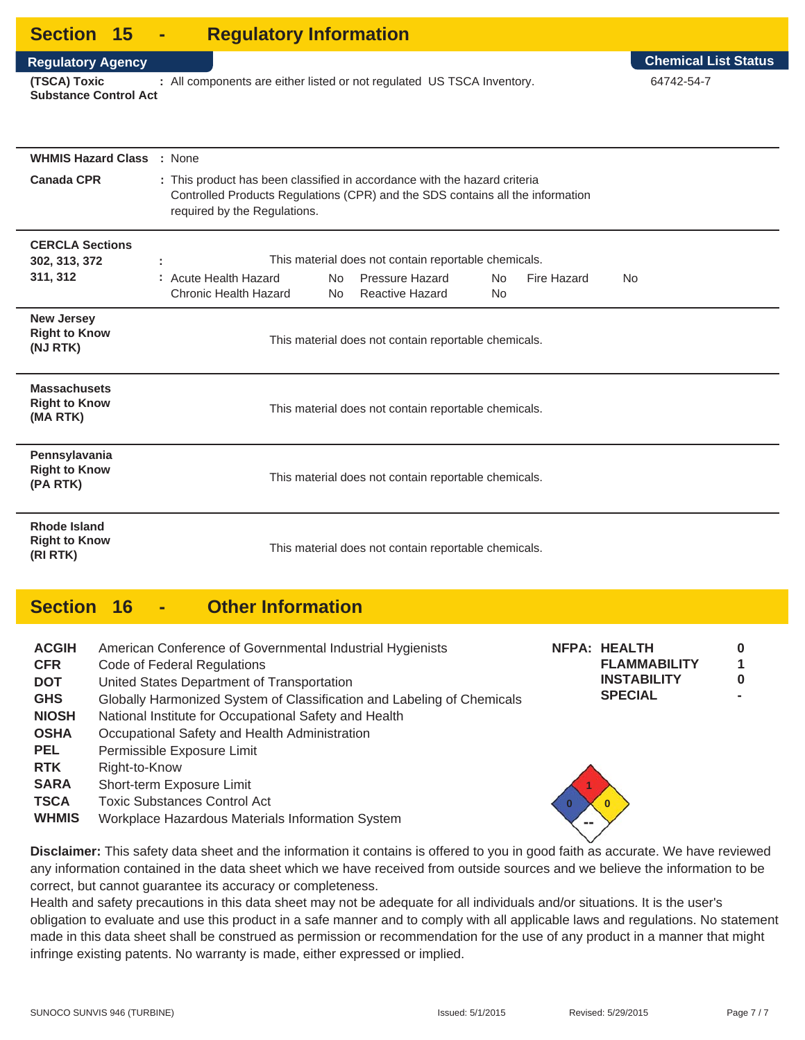## Section 15 - Regulatory Information

| Regulatory Agency | | Chemical List Status |
|---|---|---|
| **(TSCA) Toxic Substance Control Act** | : All components are either listed or not regulated US TSCA Inventory. | 64742-54-7 |

**WHMIS Hazard Class** : None

**Canada CPR** : This product has been classified in accordance with the hazard criteria Controlled Products Regulations (CPR) and the SDS contains all the information required by the Regulations.

**CERCLA Sections 302, 313, 372** : This material does not contain reportable chemicals.

**311, 312** :

| | | | | | |
|---|---|---|---|---|---|
| Acute Health Hazard | No | Pressure Hazard | No | Fire Hazard | No |
| Chronic Health Hazard | No | Reactive Hazard | No | | |

**New Jersey Right to Know (NJ RTK)** This material does not contain reportable chemicals.

**Massachusets Right to Know (MA RTK)** This material does not contain reportable chemicals.

**Pennsylavania Right to Know (PA RTK)** This material does not contain reportable chemicals.

**Rhode Island Right to Know (RI RTK)** This material does not contain reportable chemicals.

## Section 16 - Other Information

| | |
|---|---|
| **ACGIH** | American Conference of Governmental Industrial Hygienists |
| **CFR** | Code of Federal Regulations |
| **DOT** | United States Department of Transportation |
| **GHS** | Globally Harmonized System of Classification and Labeling of Chemicals |
| **NIOSH** | National Institute for Occupational Safety and Health |
| **OSHA** | Occupational Safety and Health Administration |
| **PEL** | Permissible Exposure Limit |
| **RTK** | Right-to-Know |
| **SARA** | Short-term Exposure Limit |
| **TSCA** | Toxic Substances Control Act |
| **WHMIS** | Workplace Hazardous Materials Information System |

**NFPA:**

| | |
|---|---|
| **HEALTH** | **0** |
| **FLAMMABILITY** | **1** |
| **INSTABILITY** | **0** |
| **SPECIAL** | **-** |

1
0
0
--

**Disclaimer:** This safety data sheet and the information it contains is offered to you in good faith as accurate. We have reviewed any information contained in the data sheet which we have received from outside sources and we believe the information to be correct, but cannot guarantee its accuracy or completeness.

Health and safety precautions in this data sheet may not be adequate for all individuals and/or situations. It is the user's obligation to evaluate and use this product in a safe manner and to comply with all applicable laws and regulations. No statement made in this data sheet shall be construed as permission or recommendation for the use of any product in a manner that might infringe existing patents. No warranty is made, either expressed or implied.

SUNOCO SUNVIS 946 (TURBINE) Issued: 5/1/2015 Revised: 5/29/2015